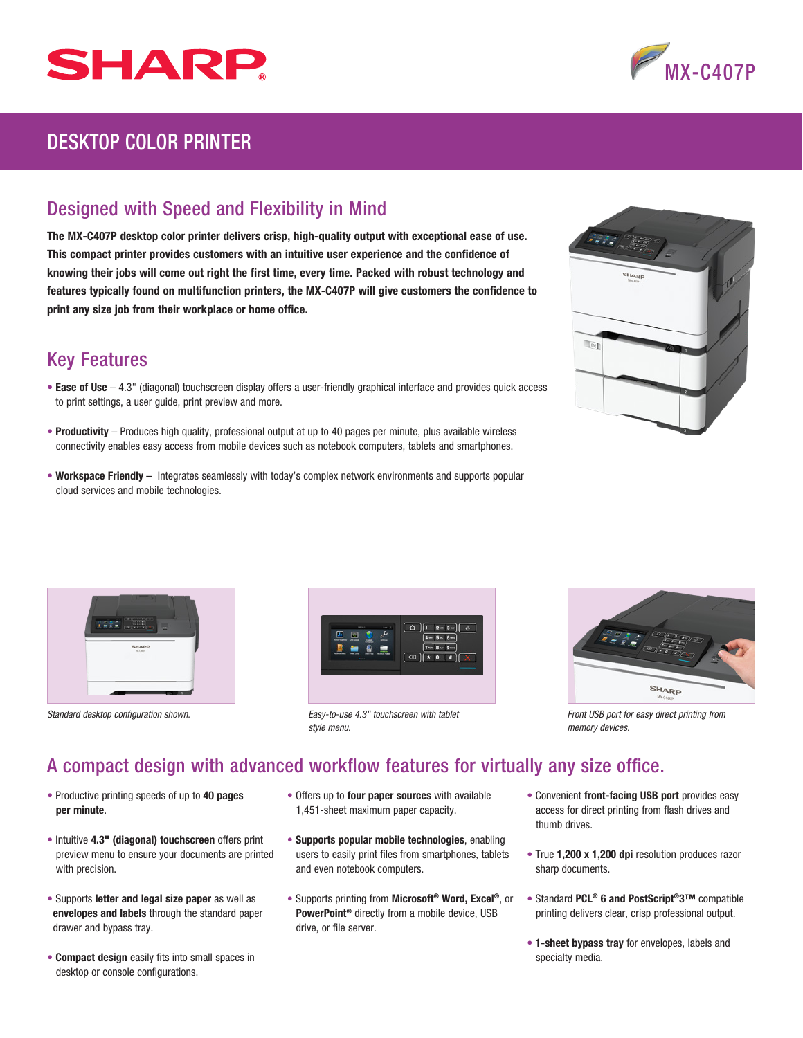SHARP

MX-C407P

# DESKTOP COLOR PRINTER

## Designed with Speed and Flexibility in Mind

**The MX-C407P desktop color printer delivers crisp, high-quality output with exceptional ease of use. This compact printer provides customers with an intuitive user experience and the confidence of knowing their jobs will come out right the first time, every time. Packed with robust technology and features typically found on multifunction printers, the MX-C407P will give customers the confidence to print any size job from their workplace or home office.**

## Key Features

- **Ease of Use** – 4.3" (diagonal) touchscreen display offers a user-friendly graphical interface and provides quick access to print settings, a user guide, print preview and more.
- **Productivity** – Produces high quality, professional output at up to 40 pages per minute, plus available wireless connectivity enables easy access from mobile devices such as notebook computers, tablets and smartphones.
- **Workspace Friendly** – Integrates seamlessly with today's complex network environments and supports popular cloud services and mobile technologies.

*Standard desktop configuration shown.*

*Easy-to-use 4.3" touchscreen with tablet style menu.*

*Front USB port for easy direct printing from memory devices.*

## A compact design with advanced workflow features for virtually any size office.

- Productive printing speeds of up to **40 pages per minute**.
- Intuitive **4.3" (diagonal) touchscreen** offers print preview menu to ensure your documents are printed with precision.
- Supports **letter and legal size paper** as well as **envelopes and labels** through the standard paper drawer and bypass tray.
- **Compact design** easily fits into small spaces in desktop or console configurations.
- Offers up to **four paper sources** with available 1,451-sheet maximum paper capacity.
- **Supports popular mobile technologies**, enabling users to easily print files from smartphones, tablets and even notebook computers.
- Supports printing from **Microsoft® Word, Excel®**, or **PowerPoint®** directly from a mobile device, USB drive, or file server.
- Convenient **front-facing USB port** provides easy access for direct printing from flash drives and thumb drives.
- True **1,200 x 1,200 dpi** resolution produces razor sharp documents.
- Standard **PCL® 6 and PostScript®3™** compatible printing delivers clear, crisp professional output.
- **1-sheet bypass tray** for envelopes, labels and specialty media.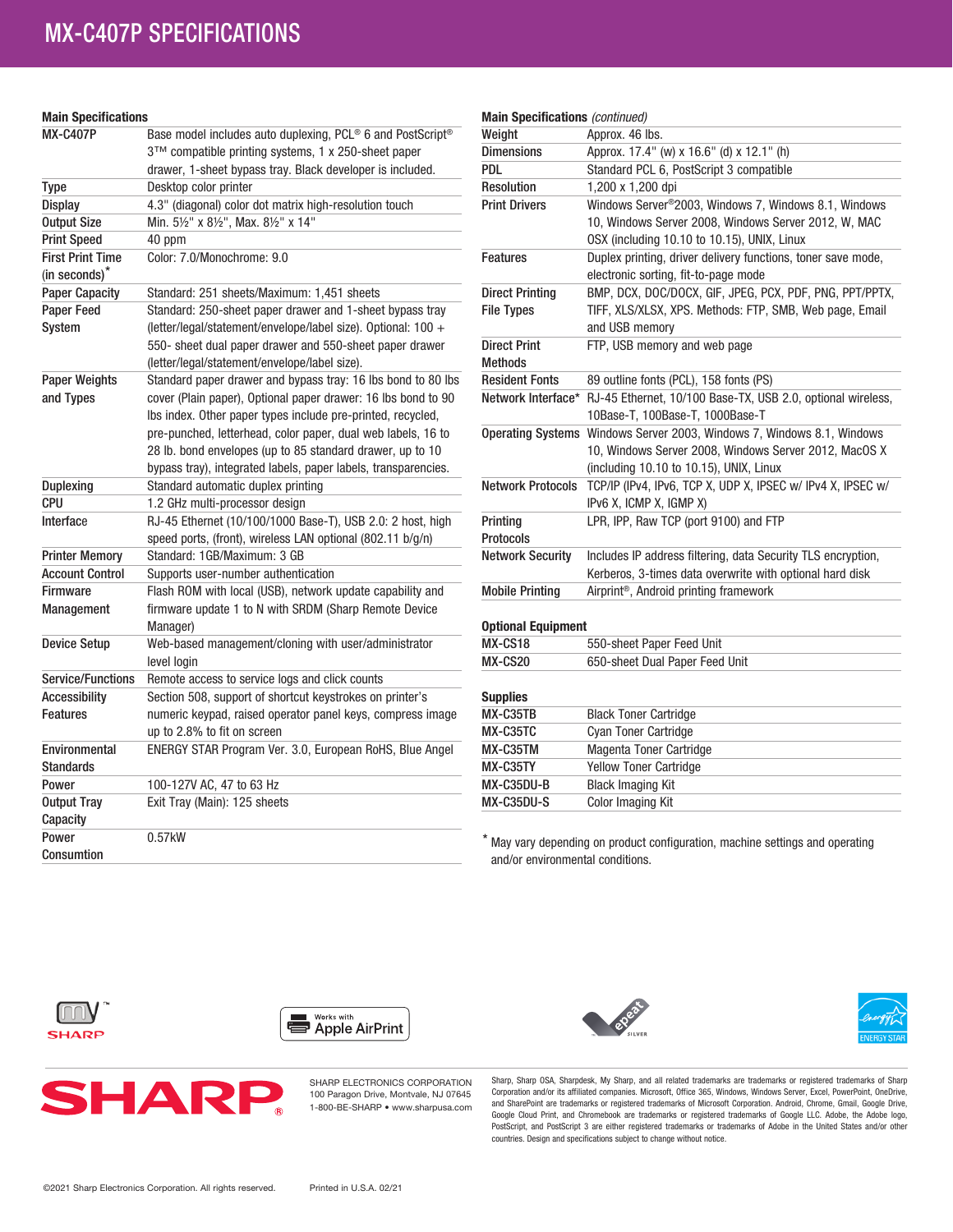# MX-C407P SPECIFICATIONS

## Main Specifications

| | |
|---|---|
| MX-C407P | Base model includes auto duplexing, PCL® 6 and PostScript® 3™ compatible printing systems, 1 x 250-sheet paper drawer, 1-sheet bypass tray. Black developer is included. |
| Type | Desktop color printer |
| Display | 4.3" (diagonal) color dot matrix high-resolution touch |
| Output Size | Min. 5½" x 8½", Max. 8½" x 14" |
| Print Speed | 40 ppm |
| First Print Time (in seconds)* | Color: 7.0/Monochrome: 9.0 |
| Paper Capacity | Standard: 251 sheets/Maximum: 1,451 sheets |
| Paper Feed System | Standard: 250-sheet paper drawer and 1-sheet bypass tray (letter/legal/statement/envelope/label size). Optional: 100 + 550- sheet dual paper drawer and 550-sheet paper drawer (letter/legal/statement/envelope/label size). |
| Paper Weights and Types | Standard paper drawer and bypass tray: 16 lbs bond to 80 lbs cover (Plain paper), Optional paper drawer: 16 lbs bond to 90 lbs index. Other paper types include pre-printed, recycled, pre-punched, letterhead, color paper, dual web labels, 16 to 28 lb. bond envelopes (up to 85 standard drawer, up to 10 bypass tray), integrated labels, paper labels, transparencies. |
| Duplexing | Standard automatic duplex printing |
| CPU | 1.2 GHz multi-processor design |
| Interface | RJ-45 Ethernet (10/100/1000 Base-T), USB 2.0: 2 host, high speed ports, (front), wireless LAN optional (802.11 b/g/n) |
| Printer Memory | Standard: 1GB/Maximum: 3 GB |
| Account Control | Supports user-number authentication |
| Firmware Management | Flash ROM with local (USB), network update capability and firmware update 1 to N with SRDM (Sharp Remote Device Manager) |
| Device Setup | Web-based management/cloning with user/administrator level login |
| Service/Functions | Remote access to service logs and click counts |
| Accessibility Features | Section 508, support of shortcut keystrokes on printer's numeric keypad, raised operator panel keys, compress image up to 2.8% to fit on screen |
| Environmental Standards | ENERGY STAR Program Ver. 3.0, European RoHS, Blue Angel |
| Power | 100-127V AC, 47 to 63 Hz |
| Output Tray Capacity | Exit Tray (Main): 125 sheets |
| Power Consumption | 0.57kW |

## Main Specifications *(continued)*

| | |
|---|---|
| Weight | Approx. 46 lbs. |
| Dimensions | Approx. 17.4" (w) x 16.6" (d) x 12.1" (h) |
| PDL | Standard PCL 6, PostScript 3 compatible |
| Resolution | 1,200 x 1,200 dpi |
| Print Drivers | Windows Server®2003, Windows 7, Windows 8.1, Windows 10, Windows Server 2008, Windows Server 2012, W, MAC OSX (including 10.10 to 10.15), UNIX, Linux |
| Features | Duplex printing, driver delivery functions, toner save mode, electronic sorting, fit-to-page mode |
| Direct Printing File Types | BMP, DCX, DOC/DOCX, GIF, JPEG, PCX, PDF, PNG, PPT/PPTX, TIFF, XLS/XLSX, XPS. Methods: FTP, SMB, Web page, Email and USB memory |
| Direct Print Methods | FTP, USB memory and web page |
| Resident Fonts | 89 outline fonts (PCL), 158 fonts (PS) |
| Network Interface* | RJ-45 Ethernet, 10/100 Base-TX, USB 2.0, optional wireless, 10Base-T, 100Base-T, 1000Base-T |
| Operating Systems | Windows Server 2003, Windows 7, Windows 8.1, Windows 10, Windows Server 2008, Windows Server 2012, MacOS X (including 10.10 to 10.15), UNIX, Linux |
| Network Protocols | TCP/IP (IPv4, IPv6, TCP X, UDP X, IPSEC w/ IPv4 X, IPSEC w/ IPv6 X, ICMP X, IGMP X) |
| Printing Protocols | LPR, IPP, Raw TCP (port 9100) and FTP |
| Network Security | Includes IP address filtering, data Security TLS encryption, Kerberos, 3-times data overwrite with optional hard disk |
| Mobile Printing | Airprint®, Android printing framework |

## Optional Equipment

| | |
|---|---|
| MX-CS18 | 550-sheet Paper Feed Unit |
| MX-CS20 | 650-sheet Dual Paper Feed Unit |

## Supplies

| | |
|---|---|
| MX-C35TB | Black Toner Cartridge |
| MX-C35TC | Cyan Toner Cartridge |
| MX-C35TM | Magenta Toner Cartridge |
| MX-C35TY | Yellow Toner Cartridge |
| MX-C35DU-B | Black Imaging Kit |
| MX-C35DU-S | Color Imaging Kit |

* May vary depending on product configuration, machine settings and operating and/or environmental conditions.

SHARP ELECTRONICS CORPORATION
100 Paragon Drive, Montvale, NJ 07645
1-800-BE-SHARP • www.sharpusa.com

Sharp, Sharp OSA, Sharpdesk, My Sharp, and all related trademarks are trademarks or registered trademarks of Sharp Corporation and/or its affiliated companies. Microsoft, Office 365, Windows, Windows Server, Excel, PowerPoint, OneDrive, and SharePoint are trademarks or registered trademarks of Microsoft Corporation. Android, Chrome, Gmail, Google Drive, Google Cloud Print, and Chromebook are trademarks or registered trademarks of Google LLC. Adobe, the Adobe logo, PostScript, and PostScript 3 are either registered trademarks or trademarks of Adobe in the United States and/or other countries. Design and specifications subject to change without notice.

©2021 Sharp Electronics Corporation. All rights reserved. Printed in U.S.A. 02/21